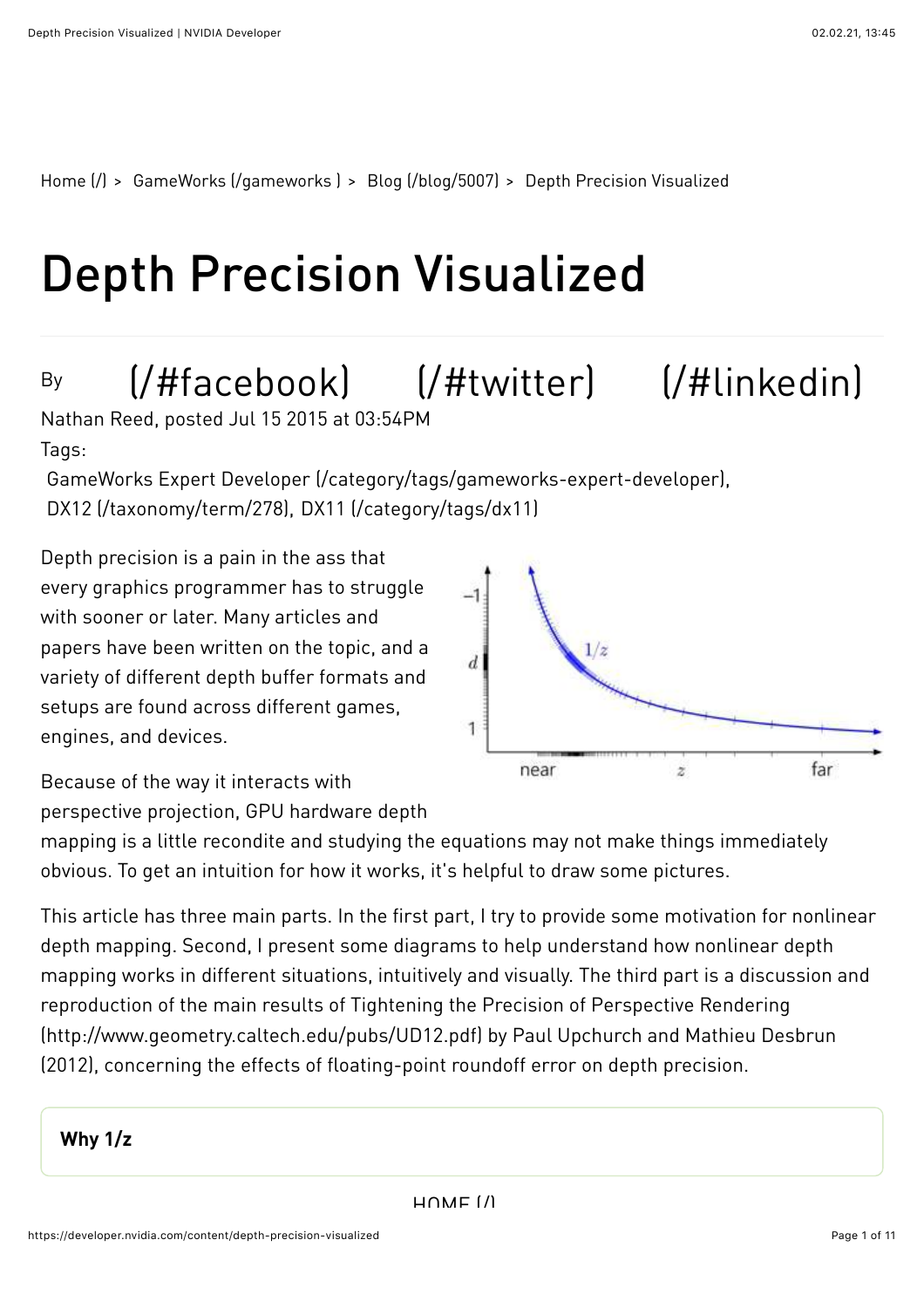Home (/) > GameWorks (/gameworks ) > Blog (/blog/5007) > Depth Precision Visualized

# Depth Precision Visualized

By (/#facebook) (/#twitter) (/#linkedin)

Nathan Reed, posted Jul 15 2015 at 03:54PM

Tags:

GameWorks Expert Developer (/category/tags/gameworks-expert-developer), DX12 (/taxonomy/term/278), DX11 (/category/tags/dx11)

Depth precision is a pain in the ass that every graphics programmer has to struggle with sooner or later. Many articles and papers have been written on the topic, and a variety of different depth buffer formats and setups are found across different games, engines, and devices.

Because of the way it interacts with perspective projection, GPU hardware depth mapping is a little recondite and studying the equations may not make things immediately obvious. To get an intuition for how it works, it's helpful to draw some pictures.

This article has three main parts. In the first part, I try to provide some motivation for nonlinear depth mapping. Second, I present some diagrams to help understand how nonlinear depth mapping works in different situations, intuitively and visually. The third part is a discussion and reproduction of the main results of Tightening the Precision of Perspective Rendering (http://www.geometry.caltech.edu/pubs/UD12.pdf) by Paul Upchurch and Mathieu Desbrun (2012), concerning the effects of floating-point roundoff error on depth precision.

**Why 1/z**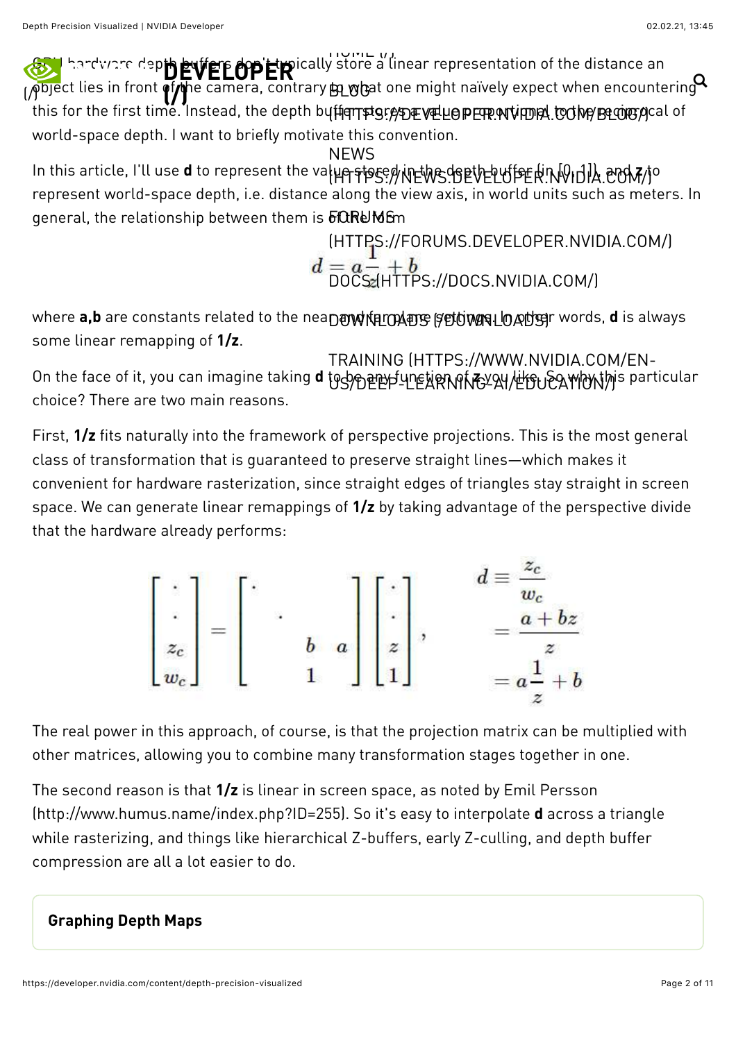GPU hardware depth buffers don't typically store a linear representation of the distance an object lies in front of the camera, contrary to what one might naïvely expect when encountering this for the first time. Instead, the depth buffer stores a value proportional to the reciprocal of world-space depth. I want to briefly motivate this convention.

In this article, I'll use **d** to represent the value stored in the depth buffer (in [0, 1]), and **z** to represent world-space depth, i.e. distance along the view axis, in world units such as meters. In general, the relationship between them is of the form

$$d = a\frac{1}{z} + b$$

where **a,b** are constants related to the near and far plane settings. In other words, **d** is always some linear remapping of **1/z**.

On the face of it, you can imagine taking **d** to be any function of **z** you like. So why this particular choice? There are two main reasons.

First, **1/z** fits naturally into the framework of perspective projections. This is the most general class of transformation that is guaranteed to preserve straight lines—which makes it convenient for hardware rasterization, since straight edges of triangles stay straight in screen space. We can generate linear remappings of **1/z** by taking advantage of the perspective divide that the hardware already performs:

$$\begin{bmatrix} \cdot \\ \cdot \\ z_c \\ w_c \end{bmatrix} = \begin{bmatrix} \cdot & & & \\ & \cdot & & \\ & & b & a \\ & & 1 & \end{bmatrix} \begin{bmatrix} \cdot \\ \cdot \\ z \\ 1 \end{bmatrix}, \qquad \begin{aligned} d &\equiv \frac{z_c}{w_c} \\ &= \frac{a + bz}{z} \\ &= a\frac{1}{z} + b \end{aligned}$$

The real power in this approach, of course, is that the projection matrix can be multiplied with other matrices, allowing you to combine many transformation stages together in one.

The second reason is that **1/z** is linear in screen space, as noted by Emil Persson (http://www.humus.name/index.php?ID=255). So it's easy to interpolate **d** across a triangle while rasterizing, and things like hierarchical Z-buffers, early Z-culling, and depth buffer compression are all a lot easier to do.

## Graphing Depth Maps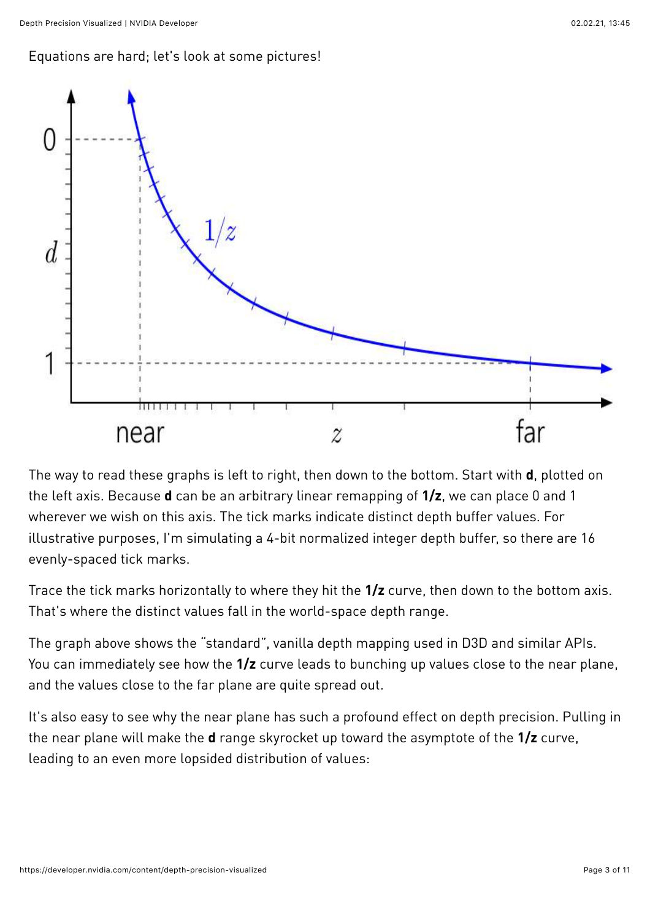Equations are hard; let's look at some pictures!

The way to read these graphs is left to right, then down to the bottom. Start with **d**, plotted on the left axis. Because **d** can be an arbitrary linear remapping of **1/z**, we can place 0 and 1 wherever we wish on this axis. The tick marks indicate distinct depth buffer values. For illustrative purposes, I'm simulating a 4-bit normalized integer depth buffer, so there are 16 evenly-spaced tick marks.

Trace the tick marks horizontally to where they hit the **1/z** curve, then down to the bottom axis. That's where the distinct values fall in the world-space depth range.

The graph above shows the "standard", vanilla depth mapping used in D3D and similar APIs. You can immediately see how the **1/z** curve leads to bunching up values close to the near plane, and the values close to the far plane are quite spread out.

It's also easy to see why the near plane has such a profound effect on depth precision. Pulling in the near plane will make the **d** range skyrocket up toward the asymptote of the **1/z** curve, leading to an even more lopsided distribution of values: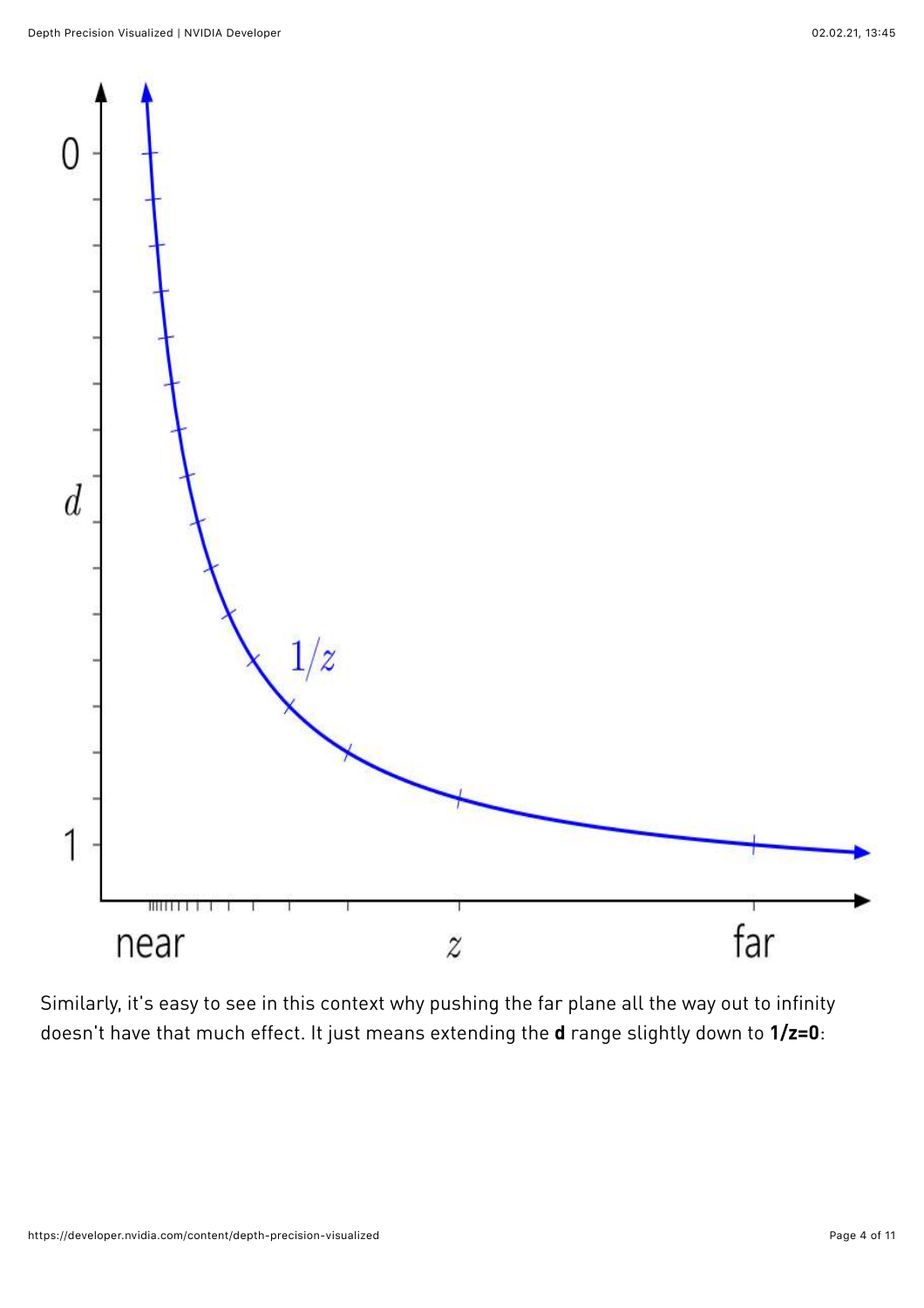Similarly, it's easy to see in this context why pushing the far plane all the way out to infinity doesn't have that much effect. It just means extending the **d** range slightly down to **1/z=0**: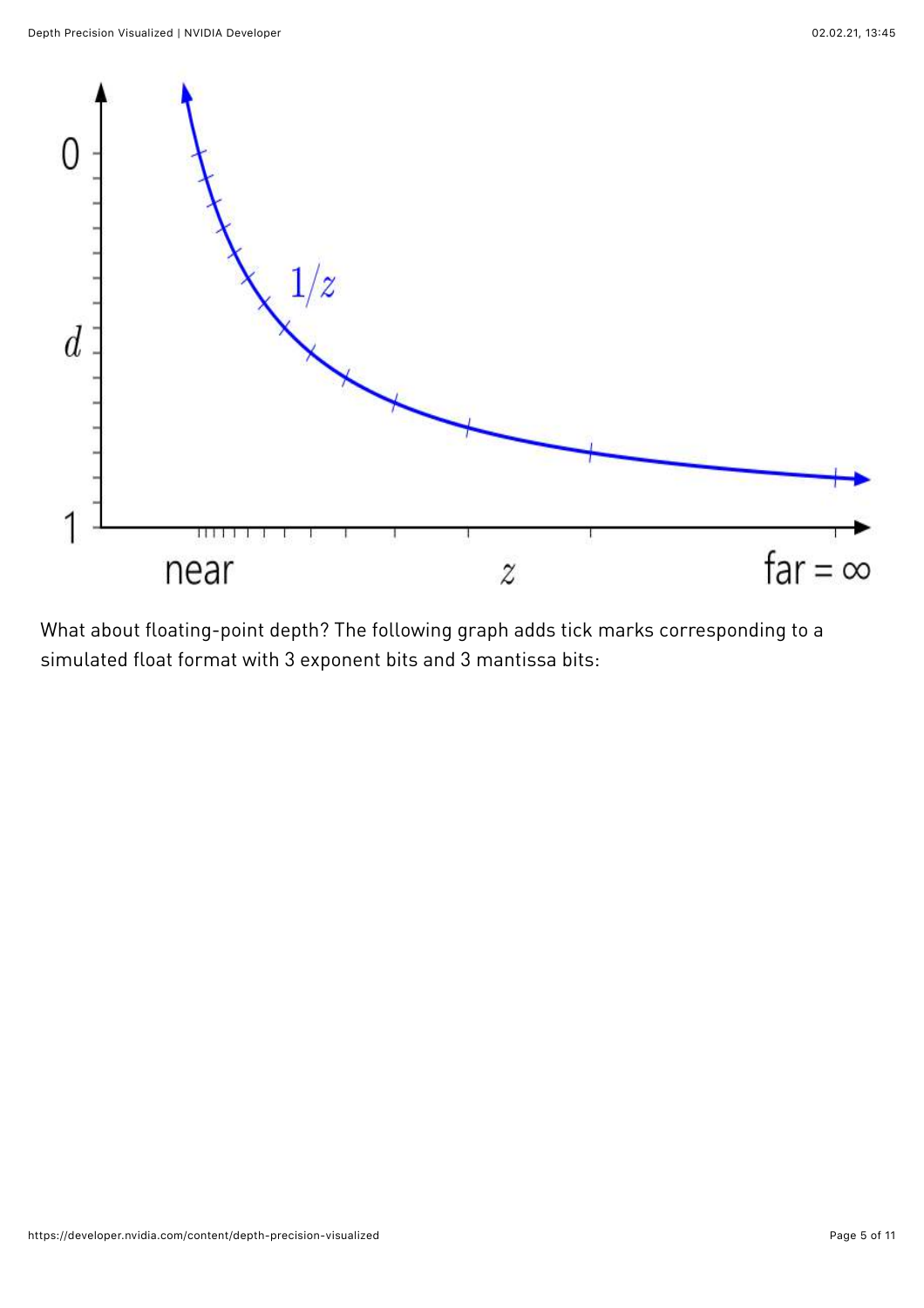What about floating-point depth? The following graph adds tick marks corresponding to a simulated float format with 3 exponent bits and 3 mantissa bits: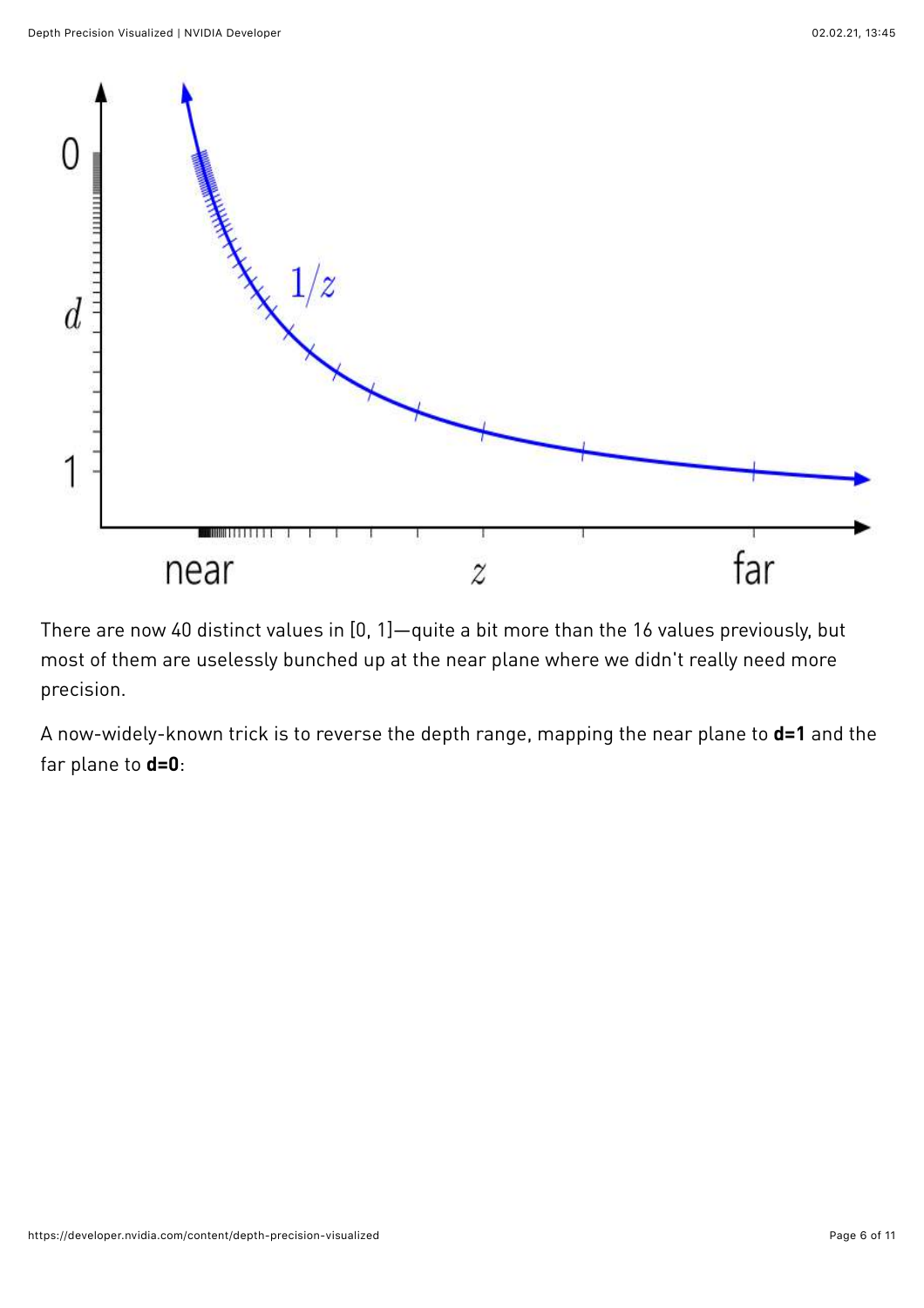There are now 40 distinct values in [0, 1]—quite a bit more than the 16 values previously, but most of them are uselessly bunched up at the near plane where we didn't really need more precision.

A now-widely-known trick is to reverse the depth range, mapping the near plane to **d=1** and the far plane to **d=0**: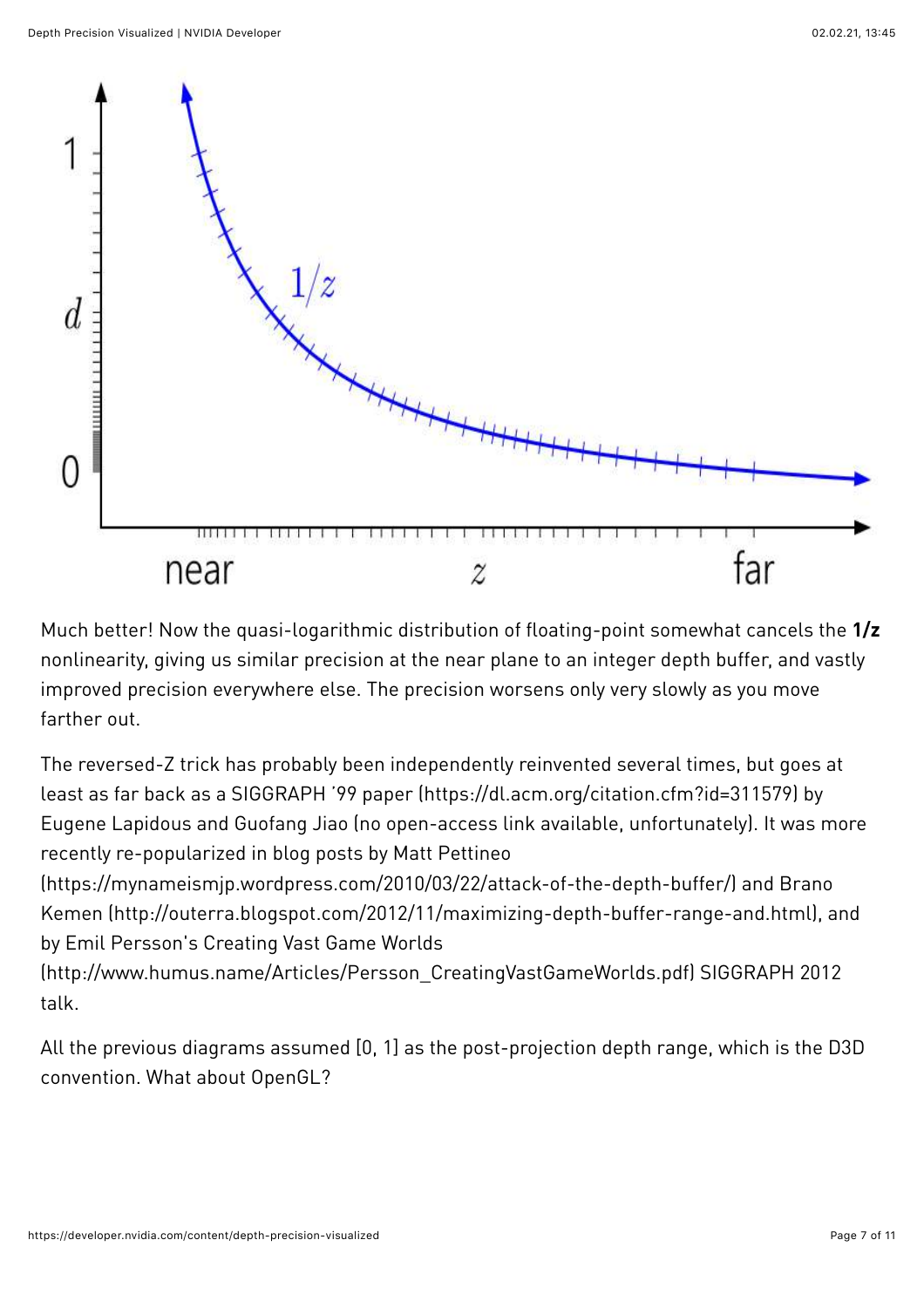Much better! Now the quasi-logarithmic distribution of floating-point somewhat cancels the **1/z** nonlinearity, giving us similar precision at the near plane to an integer depth buffer, and vastly improved precision everywhere else. The precision worsens only very slowly as you move farther out.

The reversed-Z trick has probably been independently reinvented several times, but goes at least as far back as a SIGGRAPH '99 paper (https://dl.acm.org/citation.cfm?id=311579) by Eugene Lapidous and Guofang Jiao (no open-access link available, unfortunately). It was more recently re-popularized in blog posts by Matt Pettineo (https://mynameismjp.wordpress.com/2010/03/22/attack-of-the-depth-buffer/) and Brano Kemen (http://outerra.blogspot.com/2012/11/maximizing-depth-buffer-range-and.html), and by Emil Persson's Creating Vast Game Worlds (http://www.humus.name/Articles/Persson_CreatingVastGameWorlds.pdf) SIGGRAPH 2012 talk.

All the previous diagrams assumed [0, 1] as the post-projection depth range, which is the D3D convention. What about OpenGL?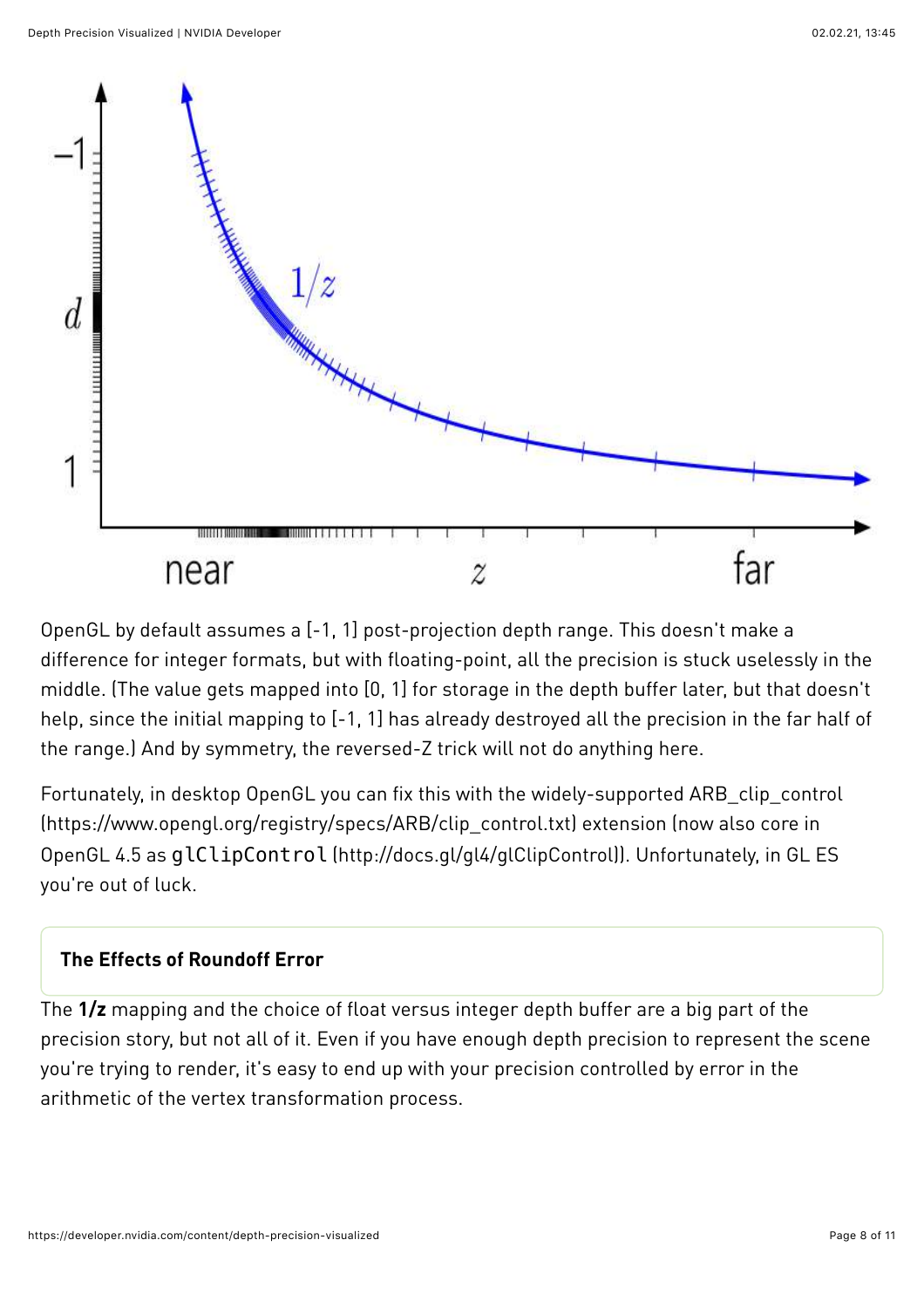OpenGL by default assumes a [-1, 1] post-projection depth range. This doesn't make a difference for integer formats, but with floating-point, all the precision is stuck uselessly in the middle. (The value gets mapped into [0, 1] for storage in the depth buffer later, but that doesn't help, since the initial mapping to [-1, 1] has already destroyed all the precision in the far half of the range.) And by symmetry, the reversed-Z trick will not do anything here.

Fortunately, in desktop OpenGL you can fix this with the widely-supported ARB_clip_control (https://www.opengl.org/registry/specs/ARB/clip_control.txt) extension (now also core in OpenGL 4.5 as `glClipControl` (http://docs.gl/gl4/glClipControl)). Unfortunately, in GL ES you're out of luck.

### The Effects of Roundoff Error

The **1/z** mapping and the choice of float versus integer depth buffer are a big part of the precision story, but not all of it. Even if you have enough depth precision to represent the scene you're trying to render, it's easy to end up with your precision controlled by error in the arithmetic of the vertex transformation process.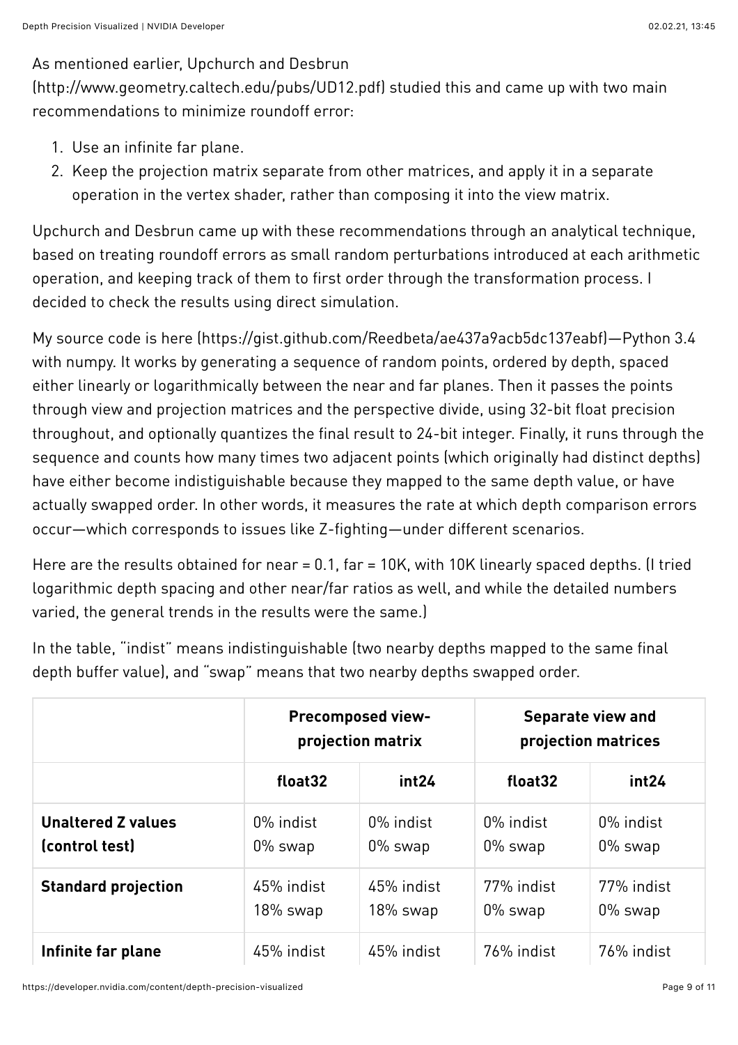As mentioned earlier, Upchurch and Desbrun (http://www.geometry.caltech.edu/pubs/UD12.pdf) studied this and came up with two main recommendations to minimize roundoff error:

1. Use an infinite far plane.
2. Keep the projection matrix separate from other matrices, and apply it in a separate operation in the vertex shader, rather than composing it into the view matrix.

Upchurch and Desbrun came up with these recommendations through an analytical technique, based on treating roundoff errors as small random perturbations introduced at each arithmetic operation, and keeping track of them to first order through the transformation process. I decided to check the results using direct simulation.

My source code is here (https://gist.github.com/Reedbeta/ae437a9acb5dc137eabf)—Python 3.4 with numpy. It works by generating a sequence of random points, ordered by depth, spaced either linearly or logarithmically between the near and far planes. Then it passes the points through view and projection matrices and the perspective divide, using 32-bit float precision throughout, and optionally quantizes the final result to 24-bit integer. Finally, it runs through the sequence and counts how many times two adjacent points (which originally had distinct depths) have either become indistiguishable because they mapped to the same depth value, or have actually swapped order. In other words, it measures the rate at which depth comparison errors occur—which corresponds to issues like Z-fighting—under different scenarios.

Here are the results obtained for near = 0.1, far = 10K, with 10K linearly spaced depths. (I tried logarithmic depth spacing and other near/far ratios as well, and while the detailed numbers varied, the general trends in the results were the same.)

In the table, "indist" means indistinguishable (two nearby depths mapped to the same final depth buffer value), and "swap" means that two nearby depths swapped order.

| | **Precomposed view-projection matrix** | | **Separate view and projection matrices** | |
|---|---|---|---|---|
| | **float32** | **int24** | **float32** | **int24** |
| **Unaltered Z values (control test)** | 0% indist 0% swap | 0% indist 0% swap | 0% indist 0% swap | 0% indist 0% swap |
| **Standard projection** | 45% indist 18% swap | 45% indist 18% swap | 77% indist 0% swap | 77% indist 0% swap |
| **Infinite far plane** | 45% indist | 45% indist | 76% indist | 76% indist |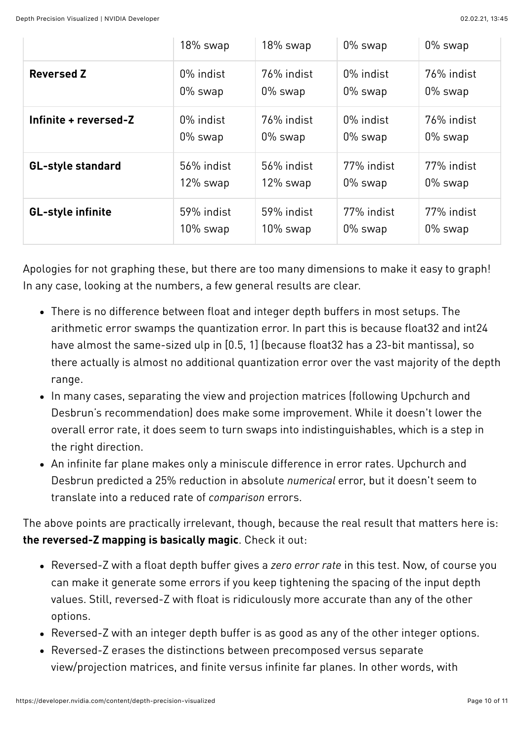| | | | | |
|---|---|---|---|---|
| | 18% swap | 18% swap | 0% swap | 0% swap |
| **Reversed Z** | 0% indist<br>0% swap | 76% indist<br>0% swap | 0% indist<br>0% swap | 76% indist<br>0% swap |
| **Infinite + reversed-Z** | 0% indist<br>0% swap | 76% indist<br>0% swap | 0% indist<br>0% swap | 76% indist<br>0% swap |
| **GL-style standard** | 56% indist<br>12% swap | 56% indist<br>12% swap | 77% indist<br>0% swap | 77% indist<br>0% swap |
| **GL-style infinite** | 59% indist<br>10% swap | 59% indist<br>10% swap | 77% indist<br>0% swap | 77% indist<br>0% swap |

Apologies for not graphing these, but there are too many dimensions to make it easy to graph! In any case, looking at the numbers, a few general results are clear.

- There is no difference between float and integer depth buffers in most setups. The arithmetic error swamps the quantization error. In part this is because float32 and int24 have almost the same-sized ulp in [0.5, 1] (because float32 has a 23-bit mantissa), so there actually is almost no additional quantization error over the vast majority of the depth range.
- In many cases, separating the view and projection matrices (following Upchurch and Desbrun's recommendation) does make some improvement. While it doesn't lower the overall error rate, it does seem to turn swaps into indistinguishables, which is a step in the right direction.
- An infinite far plane makes only a miniscule difference in error rates. Upchurch and Desbrun predicted a 25% reduction in absolute *numerical* error, but it doesn't seem to translate into a reduced rate of *comparison* errors.

The above points are practically irrelevant, though, because the real result that matters here is: **the reversed-Z mapping is basically magic**. Check it out:

- Reversed-Z with a float depth buffer gives a *zero error rate* in this test. Now, of course you can make it generate some errors if you keep tightening the spacing of the input depth values. Still, reversed-Z with float is ridiculously more accurate than any of the other options.
- Reversed-Z with an integer depth buffer is as good as any of the other integer options.
- Reversed-Z erases the distinctions between precomposed versus separate view/projection matrices, and finite versus infinite far planes. In other words, with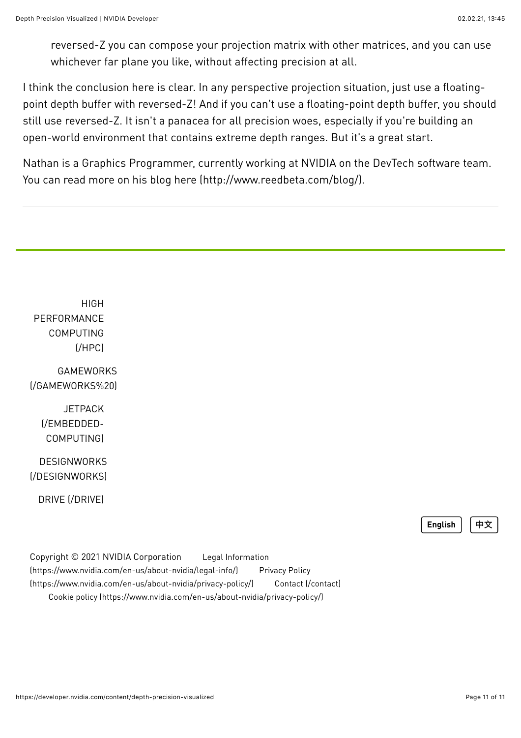reversed-Z you can compose your projection matrix with other matrices, and you can use whichever far plane you like, without affecting precision at all.

I think the conclusion here is clear. In any perspective projection situation, just use a floating-point depth buffer with reversed-Z! And if you can't use a floating-point depth buffer, you should still use reversed-Z. It isn't a panacea for all precision woes, especially if you're building an open-world environment that contains extreme depth ranges. But it's a great start.

Nathan is a Graphics Programmer, currently working at NVIDIA on the DevTech software team. You can read more on his blog here (http://www.reedbeta.com/blog/).

---

HIGH PERFORMANCE COMPUTING (/HPC)

GAMEWORKS (/GAMEWORKS%20)

JETPACK (/EMBEDDED-COMPUTING)

DESIGNWORKS (/DESIGNWORKS)

DRIVE (/DRIVE)

English 中文

Copyright © 2021 NVIDIA Corporation Legal Information (https://www.nvidia.com/en-us/about-nvidia/legal-info/) Privacy Policy (https://www.nvidia.com/en-us/about-nvidia/privacy-policy/) Contact (/contact) Cookie policy (https://www.nvidia.com/en-us/about-nvidia/privacy-policy/)